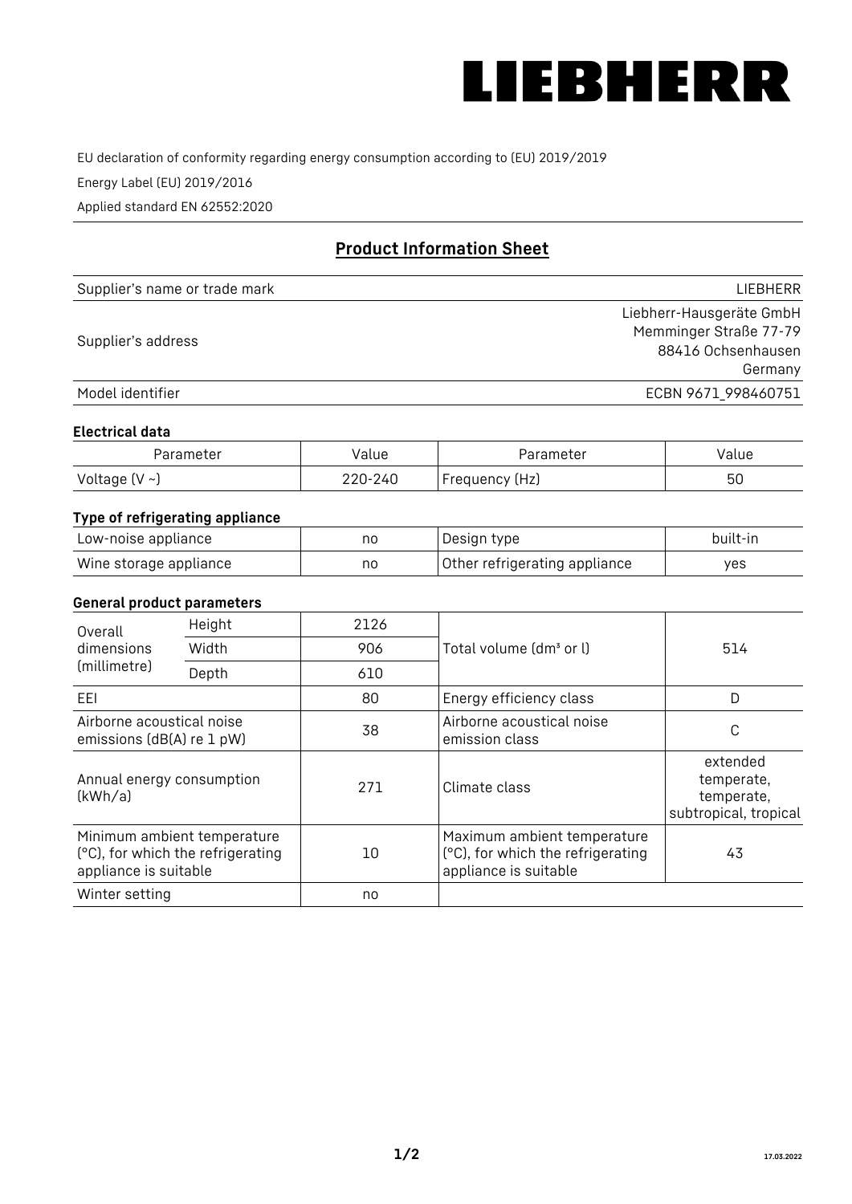LIEBHERR

EU declaration of conformity regarding energy consumption according to (EU) 2019/2019

Energy Label (EU) 2019/2016

Applied standard EN 62552:2020

## Product Information Sheet

| | |
|---|---|
| Supplier's name or trade mark | LIEBHERR |
| Supplier's address | Liebherr-Hausgeräte GmbH<br>Memminger Straße 77-79<br>88416 Ochsenhausen<br>Germany |
| Model identifier | ECBN 9671_998460751 |

### Electrical data

| Parameter | Value | Parameter | Value |
|---|---|---|---|
| Voltage (V ~) | 220-240 | Frequency (Hz) | 50 |

### Type of refrigerating appliance

| | | | |
|---|---|---|---|
| Low-noise appliance | no | Design type | built-in |
| Wine storage appliance | no | Other refrigerating appliance | yes |

### General product parameters

| | | | | |
|---|---|---|---|---|
| Overall dimensions (millimetre) | Height | 2126 | Total volume (dm³ or l) | 514 |
| | Width | 906 | | |
| | Depth | 610 | | |
| EEI | | 80 | Energy efficiency class | D |
| Airborne acoustical noise emissions (dB(A) re 1 pW) | | 38 | Airborne acoustical noise emission class | C |
| Annual energy consumption (kWh/a) | | 271 | Climate class | extended temperate, temperate, subtropical, tropical |
| Minimum ambient temperature (°C), for which the refrigerating appliance is suitable | | 10 | Maximum ambient temperature (°C), for which the refrigerating appliance is suitable | 43 |
| Winter setting | | no | | |

17.03.2022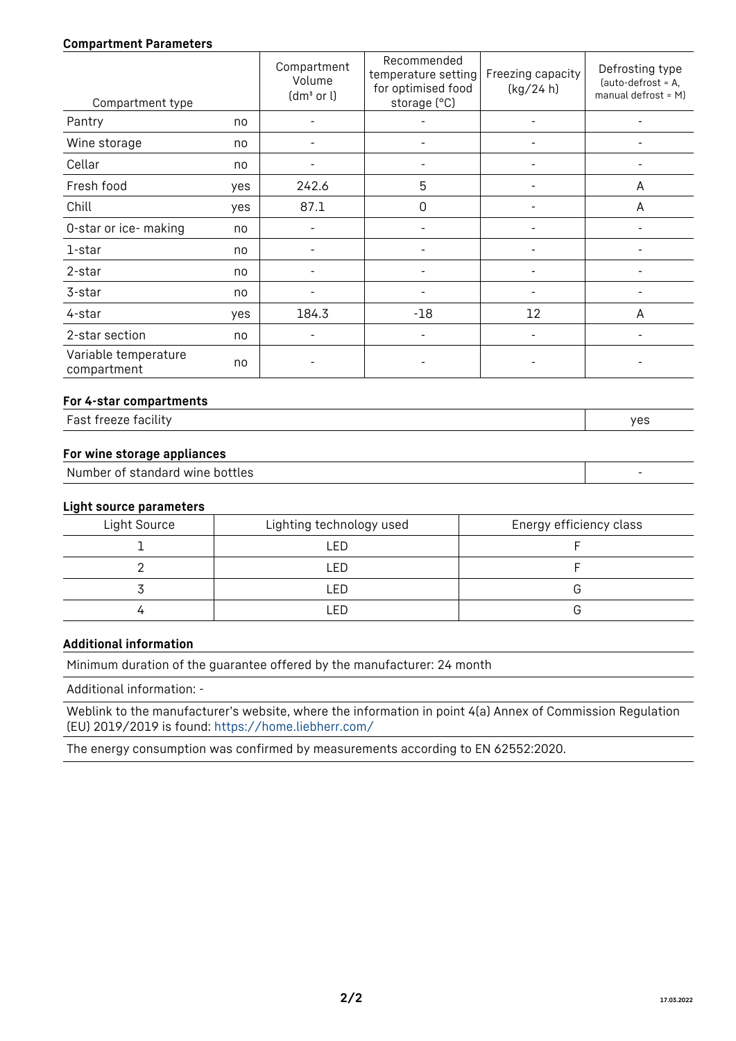**Compartment Parameters**

| Compartment type | | Compartment Volume (dm³ or l) | Recommended temperature setting for optimised food storage (°C) | Freezing capacity (kg/24 h) | Defrosting type (auto-defrost = A, manual defrost = M) |
|---|---|---|---|---|---|
| Pantry | no | - | - | - | - |
| Wine storage | no | - | - | - | - |
| Cellar | no | - | - | - | - |
| Fresh food | yes | 242.6 | 5 | - | A |
| Chill | yes | 87.1 | 0 | - | A |
| 0-star or ice- making | no | - | - | - | - |
| 1-star | no | - | - | - | - |
| 2-star | no | - | - | - | - |
| 3-star | no | - | - | - | - |
| 4-star | yes | 184.3 | -18 | 12 | A |
| 2-star section | no | - | - | - | - |
| Variable temperature compartment | no | - | - | - | - |

**For 4-star compartments**

| | |
|---|---|
| Fast freeze facility | yes |

**For wine storage appliances**

| | |
|---|---|
| Number of standard wine bottles | - |

**Light source parameters**

| Light Source | Lighting technology used | Energy efficiency class |
|---|---|---|
| 1 | LED | F |
| 2 | LED | F |
| 3 | LED | G |
| 4 | LED | G |

**Additional information**

Minimum duration of the guarantee offered by the manufacturer: 24 month

Additional information: -

Weblink to the manufacturer's website, where the information in point 4(a) Annex of Commission Regulation (EU) 2019/2019 is found: https://home.liebherr.com/

The energy consumption was confirmed by measurements according to EN 62552:2020.

17.03.2022